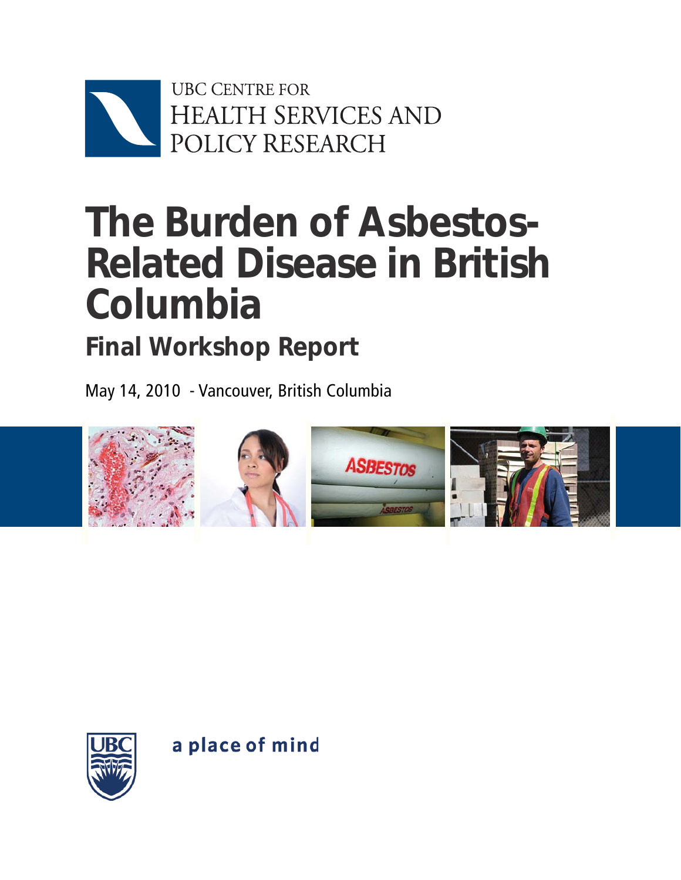UBC CENTRE FOR
HEALTH SERVICES AND
POLICY RESEARCH

# The Burden of Asbestos-Related Disease in British Columbia

## Final Workshop Report

May 14, 2010 - Vancouver, British Columbia

a place of mind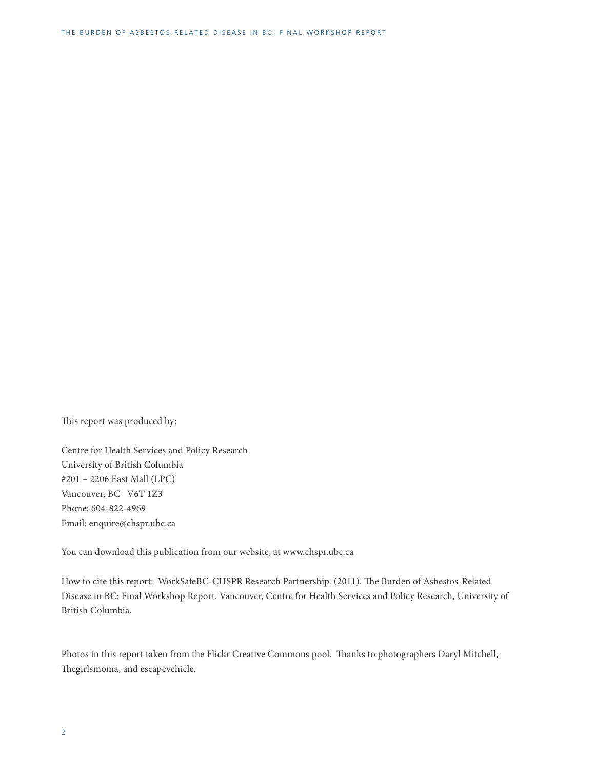This report was produced by:

Centre for Health Services and Policy Research
University of British Columbia
#201 – 2206 East Mall (LPC)
Vancouver, BC V6T 1Z3
Phone: 604-822-4969
Email: enquire@chspr.ubc.ca

You can download this publication from our website, at www.chspr.ubc.ca

How to cite this report: WorkSafeBC-CHSPR Research Partnership. (2011). The Burden of Asbestos-Related Disease in BC: Final Workshop Report. Vancouver, Centre for Health Services and Policy Research, University of British Columbia.

Photos in this report taken from the Flickr Creative Commons pool. Thanks to photographers Daryl Mitchell, Thegirlsmoma, and escapevehicle.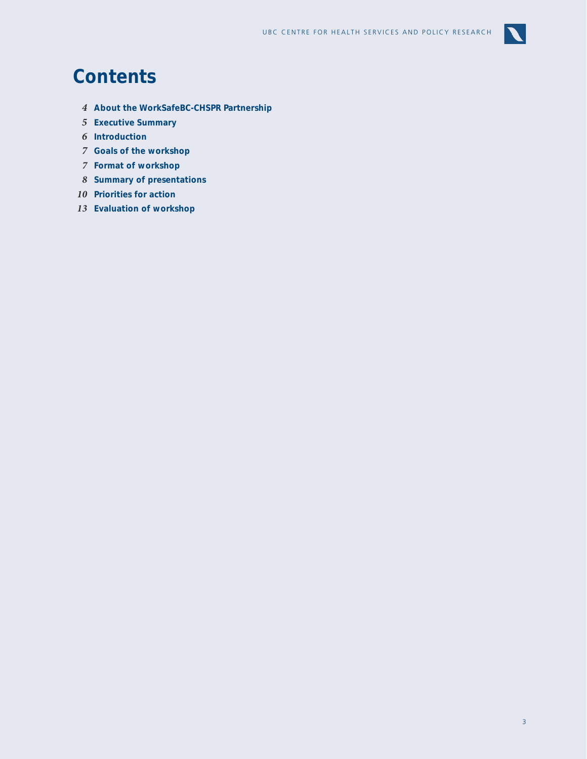# Contents

4 **About the WorkSafeBC-CHSPR Partnership**
5 **Executive Summary**
6 **Introduction**
7 **Goals of the workshop**
7 **Format of workshop**
8 **Summary of presentations**
10 **Priorities for action**
13 **Evaluation of workshop**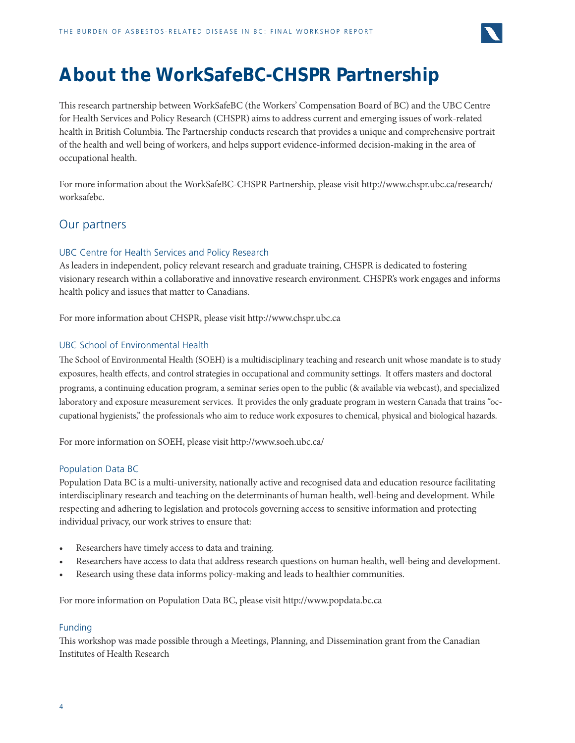# About the WorkSafeBC-CHSPR Partnership

This research partnership between WorkSafeBC (the Workers' Compensation Board of BC) and the UBC Centre for Health Services and Policy Research (CHSPR) aims to address current and emerging issues of work-related health in British Columbia. The Partnership conducts research that provides a unique and comprehensive portrait of the health and well being of workers, and helps support evidence-informed decision-making in the area of occupational health.

For more information about the WorkSafeBC-CHSPR Partnership, please visit http://www.chspr.ubc.ca/research/worksafebc.

## Our partners

### UBC Centre for Health Services and Policy Research

As leaders in independent, policy relevant research and graduate training, CHSPR is dedicated to fostering visionary research within a collaborative and innovative research environment. CHSPR's work engages and informs health policy and issues that matter to Canadians.

For more information about CHSPR, please visit http://www.chspr.ubc.ca

### UBC School of Environmental Health

The School of Environmental Health (SOEH) is a multidisciplinary teaching and research unit whose mandate is to study exposures, health effects, and control strategies in occupational and community settings. It offers masters and doctoral programs, a continuing education program, a seminar series open to the public (& available via webcast), and specialized laboratory and exposure measurement services. It provides the only graduate program in western Canada that trains "occupational hygienists," the professionals who aim to reduce work exposures to chemical, physical and biological hazards.

For more information on SOEH, please visit http://www.soeh.ubc.ca/

### Population Data BC

Population Data BC is a multi-university, nationally active and recognised data and education resource facilitating interdisciplinary research and teaching on the determinants of human health, well-being and development. While respecting and adhering to legislation and protocols governing access to sensitive information and protecting individual privacy, our work strives to ensure that:

- Researchers have timely access to data and training.
- Researchers have access to data that address research questions on human health, well-being and development.
- Research using these data informs policy-making and leads to healthier communities.

For more information on Population Data BC, please visit http://www.popdata.bc.ca

### Funding

This workshop was made possible through a Meetings, Planning, and Dissemination grant from the Canadian Institutes of Health Research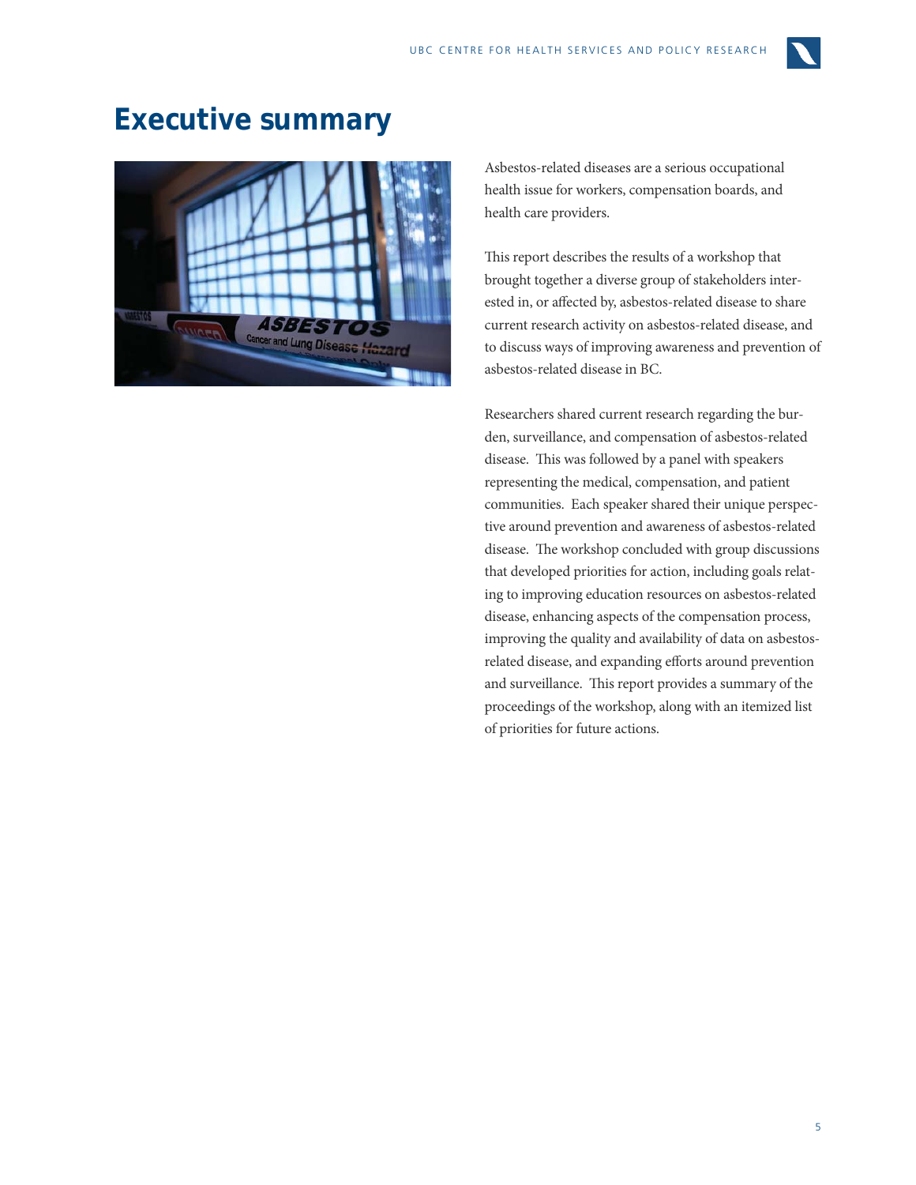# Executive summary

Asbestos-related diseases are a serious occupational health issue for workers, compensation boards, and health care providers.

This report describes the results of a workshop that brought together a diverse group of stakeholders interested in, or affected by, asbestos-related disease to share current research activity on asbestos-related disease, and to discuss ways of improving awareness and prevention of asbestos-related disease in BC.

Researchers shared current research regarding the burden, surveillance, and compensation of asbestos-related disease. This was followed by a panel with speakers representing the medical, compensation, and patient communities. Each speaker shared their unique perspective around prevention and awareness of asbestos-related disease. The workshop concluded with group discussions that developed priorities for action, including goals relating to improving education resources on asbestos-related disease, enhancing aspects of the compensation process, improving the quality and availability of data on asbestos-related disease, and expanding efforts around prevention and surveillance. This report provides a summary of the proceedings of the workshop, along with an itemized list of priorities for future actions.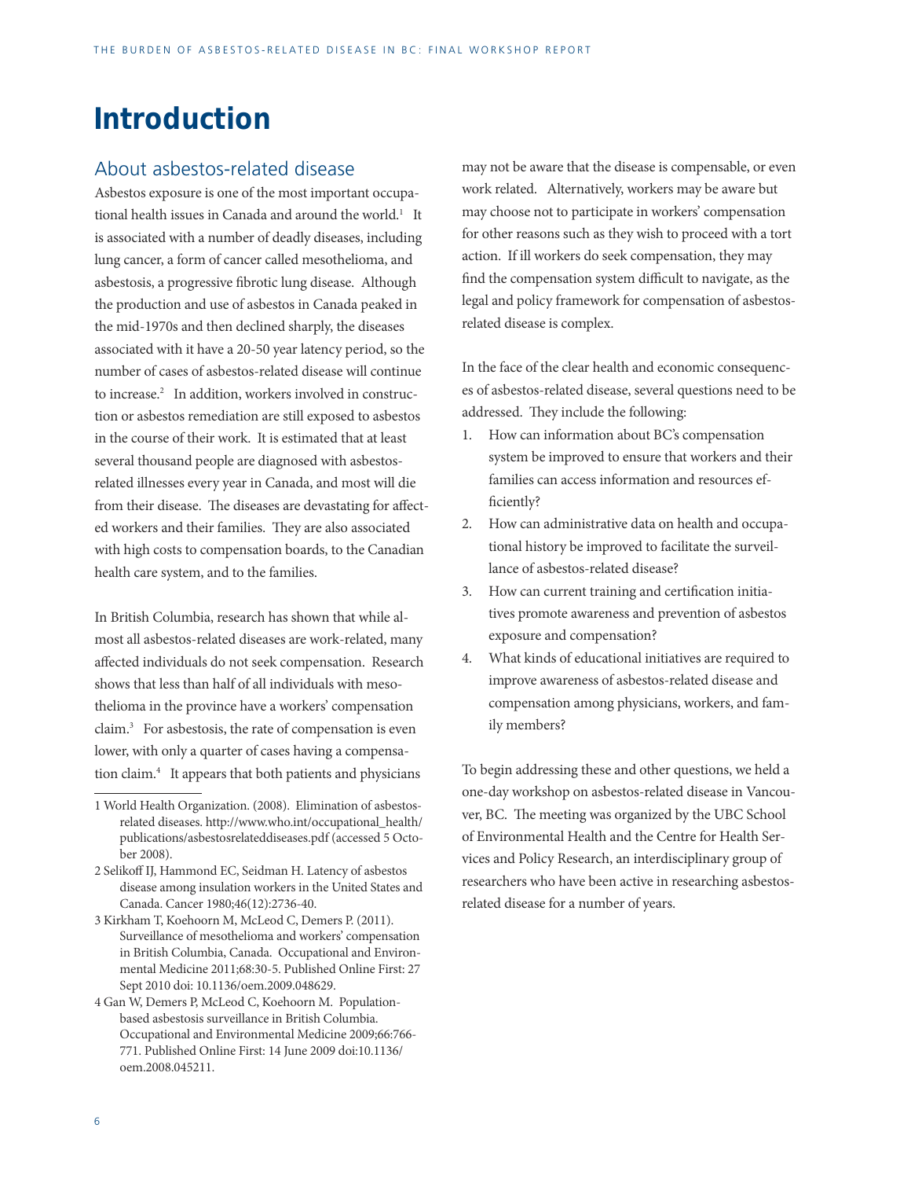# Introduction

## About asbestos-related disease

Asbestos exposure is one of the most important occupational health issues in Canada and around the world.[1] It is associated with a number of deadly diseases, including lung cancer, a form of cancer called mesothelioma, and asbestosis, a progressive fibrotic lung disease. Although the production and use of asbestos in Canada peaked in the mid-1970s and then declined sharply, the diseases associated with it have a 20-50 year latency period, so the number of cases of asbestos-related disease will continue to increase.[2] In addition, workers involved in construction or asbestos remediation are still exposed to asbestos in the course of their work. It is estimated that at least several thousand people are diagnosed with asbestos-related illnesses every year in Canada, and most will die from their disease. The diseases are devastating for affected workers and their families. They are also associated with high costs to compensation boards, to the Canadian health care system, and to the families.

In British Columbia, research has shown that while almost all asbestos-related diseases are work-related, many affected individuals do not seek compensation. Research shows that less than half of all individuals with mesothelioma in the province have a workers' compensation claim.[3] For asbestosis, the rate of compensation is even lower, with only a quarter of cases having a compensation claim.[4] It appears that both patients and physicians may not be aware that the disease is compensable, or even work related. Alternatively, workers may be aware but may choose not to participate in workers' compensation for other reasons such as they wish to proceed with a tort action. If ill workers do seek compensation, they may find the compensation system difficult to navigate, as the legal and policy framework for compensation of asbestos-related disease is complex.

In the face of the clear health and economic consequences of asbestos-related disease, several questions need to be addressed. They include the following:

1. How can information about BC's compensation system be improved to ensure that workers and their families can access information and resources efficiently?
2. How can administrative data on health and occupational history be improved to facilitate the surveillance of asbestos-related disease?
3. How can current training and certification initiatives promote awareness and prevention of asbestos exposure and compensation?
4. What kinds of educational initiatives are required to improve awareness of asbestos-related disease and compensation among physicians, workers, and family members?

To begin addressing these and other questions, we held a one-day workshop on asbestos-related disease in Vancouver, BC. The meeting was organized by the UBC School of Environmental Health and the Centre for Health Services and Policy Research, an interdisciplinary group of researchers who have been active in researching asbestos-related disease for a number of years.

---

1 World Health Organization. (2008). Elimination of asbestos-related diseases. http://www.who.int/occupational_health/publications/asbestosrelateddiseases.pdf (accessed 5 October 2008).

2 Selikoff IJ, Hammond EC, Seidman H. Latency of asbestos disease among insulation workers in the United States and Canada. Cancer 1980;46(12):2736-40.

3 Kirkham T, Koehoorn M, McLeod C, Demers P. (2011). Surveillance of mesothelioma and workers' compensation in British Columbia, Canada. Occupational and Environmental Medicine 2011;68:30-5. Published Online First: 27 Sept 2010 doi: 10.1136/oem.2009.048629.

4 Gan W, Demers P, McLeod C, Koehoorn M. Population-based asbestosis surveillance in British Columbia. Occupational and Environmental Medicine 2009;66:766-771. Published Online First: 14 June 2009 doi:10.1136/oem.2008.045211.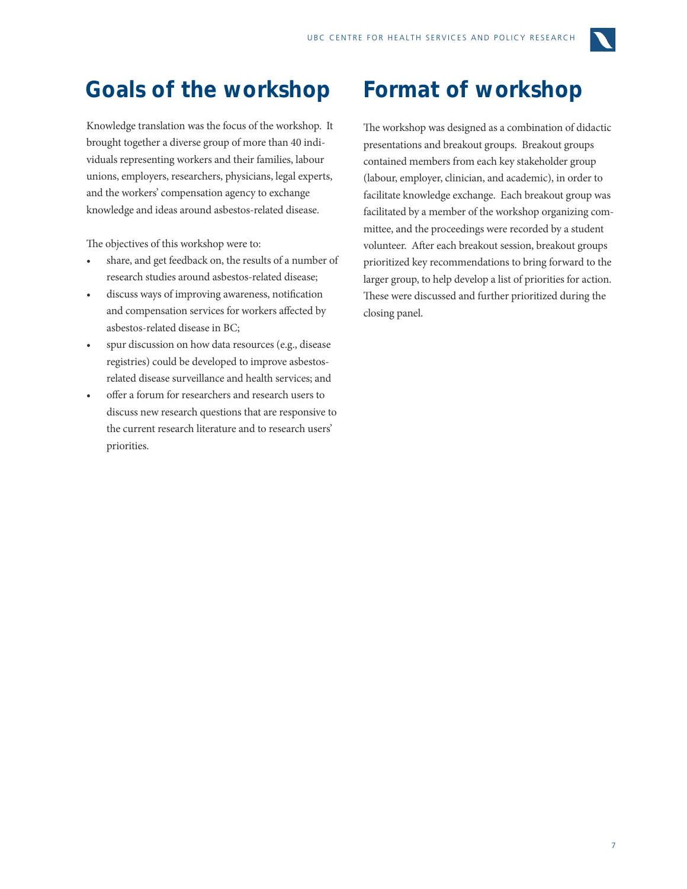# Goals of the workshop

Knowledge translation was the focus of the workshop. It brought together a diverse group of more than 40 individuals representing workers and their families, labour unions, employers, researchers, physicians, legal experts, and the workers' compensation agency to exchange knowledge and ideas around asbestos-related disease.

The objectives of this workshop were to:

- share, and get feedback on, the results of a number of research studies around asbestos-related disease;
- discuss ways of improving awareness, notification and compensation services for workers affected by asbestos-related disease in BC;
- spur discussion on how data resources (e.g., disease registries) could be developed to improve asbestos-related disease surveillance and health services; and
- offer a forum for researchers and research users to discuss new research questions that are responsive to the current research literature and to research users' priorities.

# Format of workshop

The workshop was designed as a combination of didactic presentations and breakout groups. Breakout groups contained members from each key stakeholder group (labour, employer, clinician, and academic), in order to facilitate knowledge exchange. Each breakout group was facilitated by a member of the workshop organizing committee, and the proceedings were recorded by a student volunteer. After each breakout session, breakout groups prioritized key recommendations to bring forward to the larger group, to help develop a list of priorities for action. These were discussed and further prioritized during the closing panel.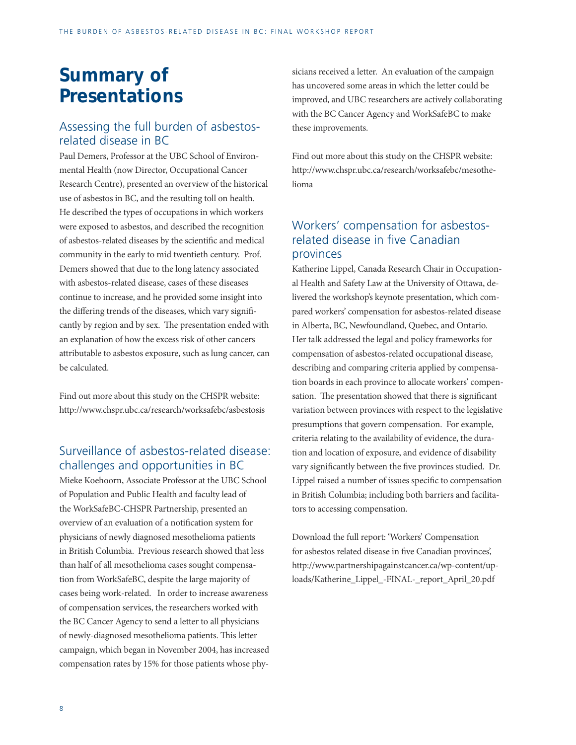# Summary of Presentations

## Assessing the full burden of asbestos-related disease in BC

Paul Demers, Professor at the UBC School of Environmental Health (now Director, Occupational Cancer Research Centre), presented an overview of the historical use of asbestos in BC, and the resulting toll on health. He described the types of occupations in which workers were exposed to asbestos, and described the recognition of asbestos-related diseases by the scientific and medical community in the early to mid twentieth century. Prof. Demers showed that due to the long latency associated with asbestos-related disease, cases of these diseases continue to increase, and he provided some insight into the differing trends of the diseases, which vary significantly by region and by sex. The presentation ended with an explanation of how the excess risk of other cancers attributable to asbestos exposure, such as lung cancer, can be calculated.

Find out more about this study on the CHSPR website: http://www.chspr.ubc.ca/research/worksafebc/asbestosis

## Surveillance of asbestos-related disease: challenges and opportunities in BC

Mieke Koehoorn, Associate Professor at the UBC School of Population and Public Health and faculty lead of the WorkSafeBC-CHSPR Partnership, presented an overview of an evaluation of a notification system for physicians of newly diagnosed mesothelioma patients in British Columbia. Previous research showed that less than half of all mesothelioma cases sought compensation from WorkSafeBC, despite the large majority of cases being work-related. In order to increase awareness of compensation services, the researchers worked with the BC Cancer Agency to send a letter to all physicians of newly-diagnosed mesothelioma patients. This letter campaign, which began in November 2004, has increased compensation rates by 15% for those patients whose physicians received a letter. An evaluation of the campaign has uncovered some areas in which the letter could be improved, and UBC researchers are actively collaborating with the BC Cancer Agency and WorkSafeBC to make these improvements.

Find out more about this study on the CHSPR website: http://www.chspr.ubc.ca/research/worksafebc/mesothelioma

## Workers' compensation for asbestos-related disease in five Canadian provinces

Katherine Lippel, Canada Research Chair in Occupational Health and Safety Law at the University of Ottawa, delivered the workshop's keynote presentation, which compared workers' compensation for asbestos-related disease in Alberta, BC, Newfoundland, Quebec, and Ontario. Her talk addressed the legal and policy frameworks for compensation of asbestos-related occupational disease, describing and comparing criteria applied by compensation boards in each province to allocate workers' compensation. The presentation showed that there is significant variation between provinces with respect to the legislative presumptions that govern compensation. For example, criteria relating to the availability of evidence, the duration and location of exposure, and evidence of disability vary significantly between the five provinces studied. Dr. Lippel raised a number of issues specific to compensation in British Columbia; including both barriers and facilitators to accessing compensation.

Download the full report: 'Workers' Compensation for asbestos related disease in five Canadian provinces', http://www.partnershipagainstcancer.ca/wp-content/uploads/Katherine_Lippel_-FINAL-_report_April_20.pdf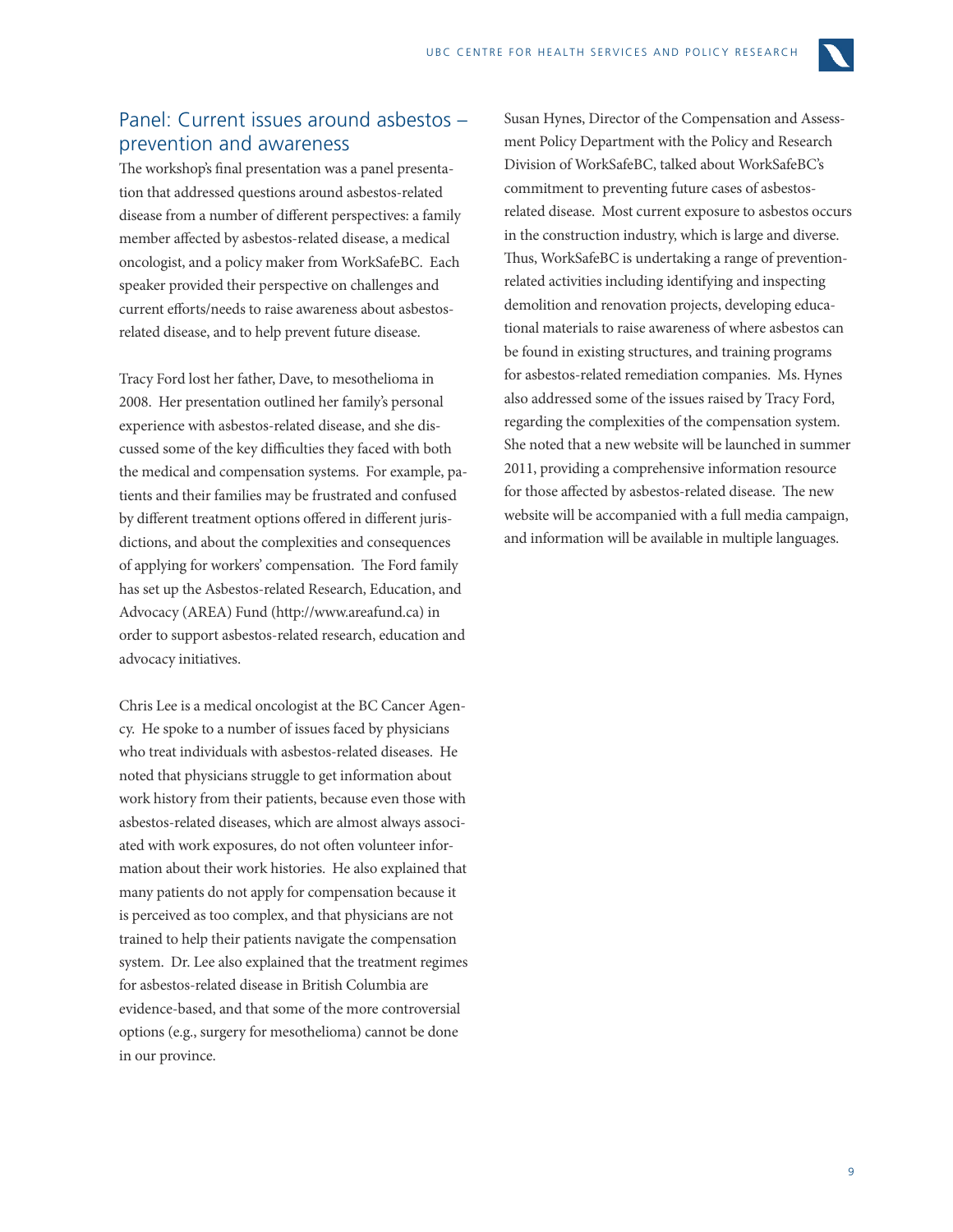## Panel: Current issues around asbestos – prevention and awareness

The workshop's final presentation was a panel presentation that addressed questions around asbestos-related disease from a number of different perspectives: a family member affected by asbestos-related disease, a medical oncologist, and a policy maker from WorkSafeBC. Each speaker provided their perspective on challenges and current efforts/needs to raise awareness about asbestos-related disease, and to help prevent future disease.

Tracy Ford lost her father, Dave, to mesothelioma in 2008. Her presentation outlined her family's personal experience with asbestos-related disease, and she discussed some of the key difficulties they faced with both the medical and compensation systems. For example, patients and their families may be frustrated and confused by different treatment options offered in different jurisdictions, and about the complexities and consequences of applying for workers' compensation. The Ford family has set up the Asbestos-related Research, Education, and Advocacy (AREA) Fund (http://www.areafund.ca) in order to support asbestos-related research, education and advocacy initiatives.

Chris Lee is a medical oncologist at the BC Cancer Agency. He spoke to a number of issues faced by physicians who treat individuals with asbestos-related diseases. He noted that physicians struggle to get information about work history from their patients, because even those with asbestos-related diseases, which are almost always associated with work exposures, do not often volunteer information about their work histories. He also explained that many patients do not apply for compensation because it is perceived as too complex, and that physicians are not trained to help their patients navigate the compensation system. Dr. Lee also explained that the treatment regimes for asbestos-related disease in British Columbia are evidence-based, and that some of the more controversial options (e.g., surgery for mesothelioma) cannot be done in our province.

Susan Hynes, Director of the Compensation and Assessment Policy Department with the Policy and Research Division of WorkSafeBC, talked about WorkSafeBC's commitment to preventing future cases of asbestos-related disease. Most current exposure to asbestos occurs in the construction industry, which is large and diverse. Thus, WorkSafeBC is undertaking a range of prevention-related activities including identifying and inspecting demolition and renovation projects, developing educational materials to raise awareness of where asbestos can be found in existing structures, and training programs for asbestos-related remediation companies. Ms. Hynes also addressed some of the issues raised by Tracy Ford, regarding the complexities of the compensation system. She noted that a new website will be launched in summer 2011, providing a comprehensive information resource for those affected by asbestos-related disease. The new website will be accompanied with a full media campaign, and information will be available in multiple languages.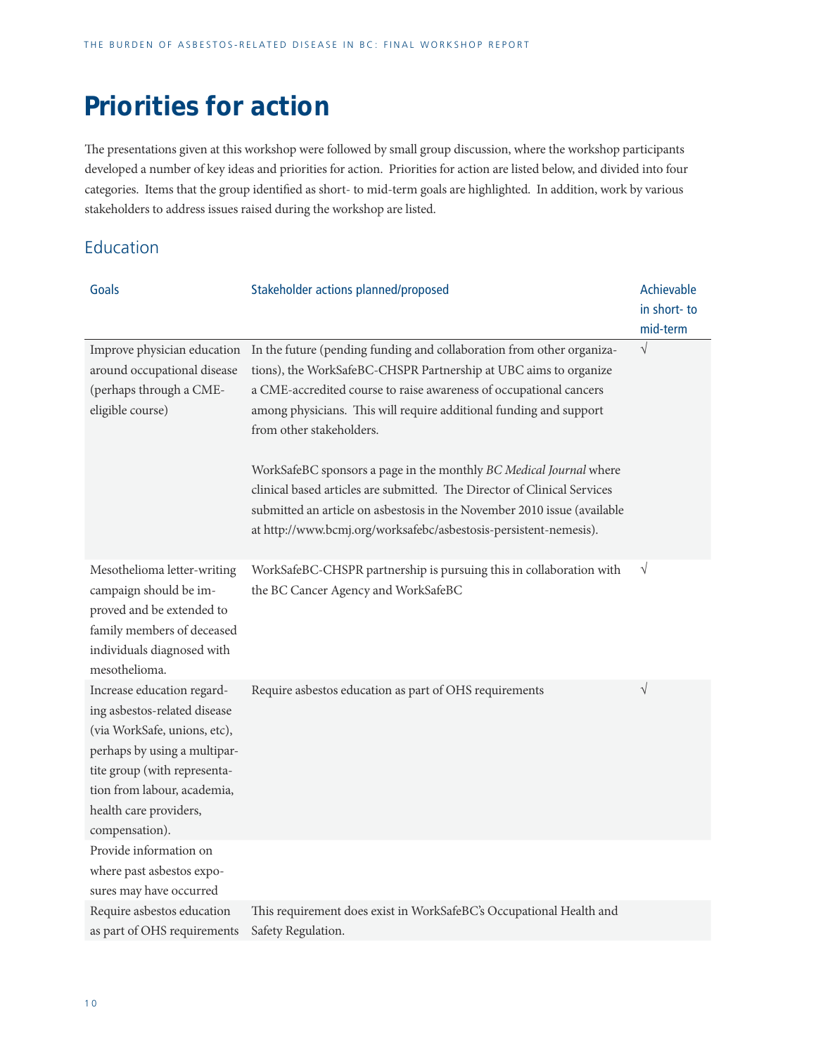# Priorities for action

The presentations given at this workshop were followed by small group discussion, where the workshop participants developed a number of key ideas and priorities for action. Priorities for action are listed below, and divided into four categories. Items that the group identified as short- to mid-term goals are highlighted. In addition, work by various stakeholders to address issues raised during the workshop are listed.

## Education

| Goals | Stakeholder actions planned/proposed | Achievable in short- to mid-term |
|---|---|---|
| Improve physician education around occupational disease (perhaps through a CME-eligible course) | In the future (pending funding and collaboration from other organizations), the WorkSafeBC-CHSPR Partnership at UBC aims to organize a CME-accredited course to raise awareness of occupational cancers among physicians. This will require additional funding and support from other stakeholders.<br><br>WorkSafeBC sponsors a page in the monthly *BC Medical Journal* where clinical based articles are submitted. The Director of Clinical Services submitted an article on asbestosis in the November 2010 issue (available at http://www.bcmj.org/worksafebc/asbestosis-persistent-nemesis). | √ |
| Mesothelioma letter-writing campaign should be improved and be extended to family members of deceased individuals diagnosed with mesothelioma. | WorkSafeBC-CHSPR partnership is pursuing this in collaboration with the BC Cancer Agency and WorkSafeBC | √ |
| Increase education regarding asbestos-related disease (via WorkSafe, unions, etc), perhaps by using a multipartite group (with representation from labour, academia, health care providers, compensation). | Require asbestos education as part of OHS requirements | √ |
| Provide information on where past asbestos exposures may have occurred | | |
| Require asbestos education as part of OHS requirements | This requirement does exist in WorkSafeBC's Occupational Health and Safety Regulation. | |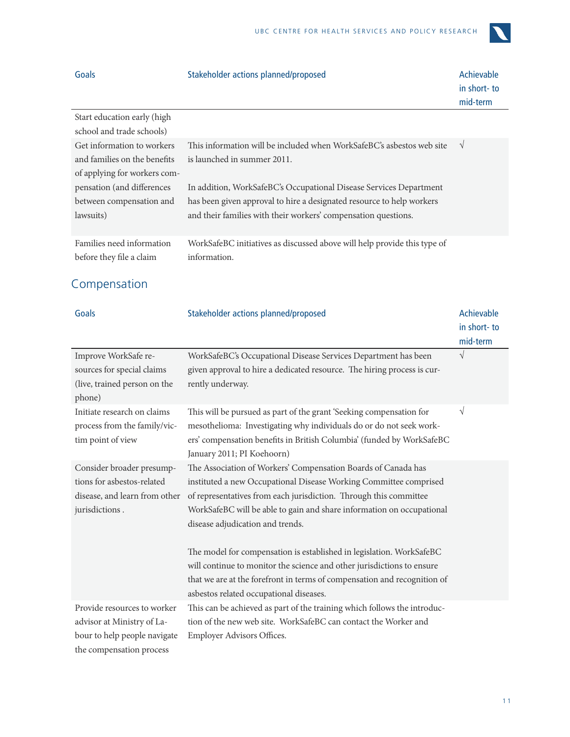| Goals | Stakeholder actions planned/proposed | Achievable in short- to mid-term |
|---|---|---|
| Start education early (high school and trade schools) | | |
| Get information to workers and families on the benefits of applying for workers compensation (and differences between compensation and lawsuits) | This information will be included when WorkSafeBC's asbestos web site is launched in summer 2011.<br><br>In addition, WorkSafeBC's Occupational Disease Services Department has been given approval to hire a designated resource to help workers and their families with their workers' compensation questions. | √ |
| Families need information before they file a claim | WorkSafeBC initiatives as discussed above will help provide this type of information. | |

## Compensation

| Goals | Stakeholder actions planned/proposed | Achievable in short- to mid-term |
|---|---|---|
| Improve WorkSafe resources for special claims (live, trained person on the phone) | WorkSafeBC's Occupational Disease Services Department has been given approval to hire a dedicated resource. The hiring process is currently underway. | √ |
| Initiate research on claims process from the family/victim point of view | This will be pursued as part of the grant 'Seeking compensation for mesothelioma: Investigating why individuals do or do not seek workers' compensation benefits in British Columbia' (funded by WorkSafeBC January 2011; PI Koehoorn) | √ |
| Consider broader presumptions for asbestos-related disease, and learn from other jurisdictions . | The Association of Workers' Compensation Boards of Canada has instituted a new Occupational Disease Working Committee comprised of representatives from each jurisdiction. Through this committee WorkSafeBC will be able to gain and share information on occupational disease adjudication and trends.<br><br>The model for compensation is established in legislation. WorkSafeBC will continue to monitor the science and other jurisdictions to ensure that we are at the forefront in terms of compensation and recognition of asbestos related occupational diseases. | |
| Provide resources to worker advisor at Ministry of Labour to help people navigate the compensation process | This can be achieved as part of the training which follows the introduction of the new web site. WorkSafeBC can contact the Worker and Employer Advisors Offices. | |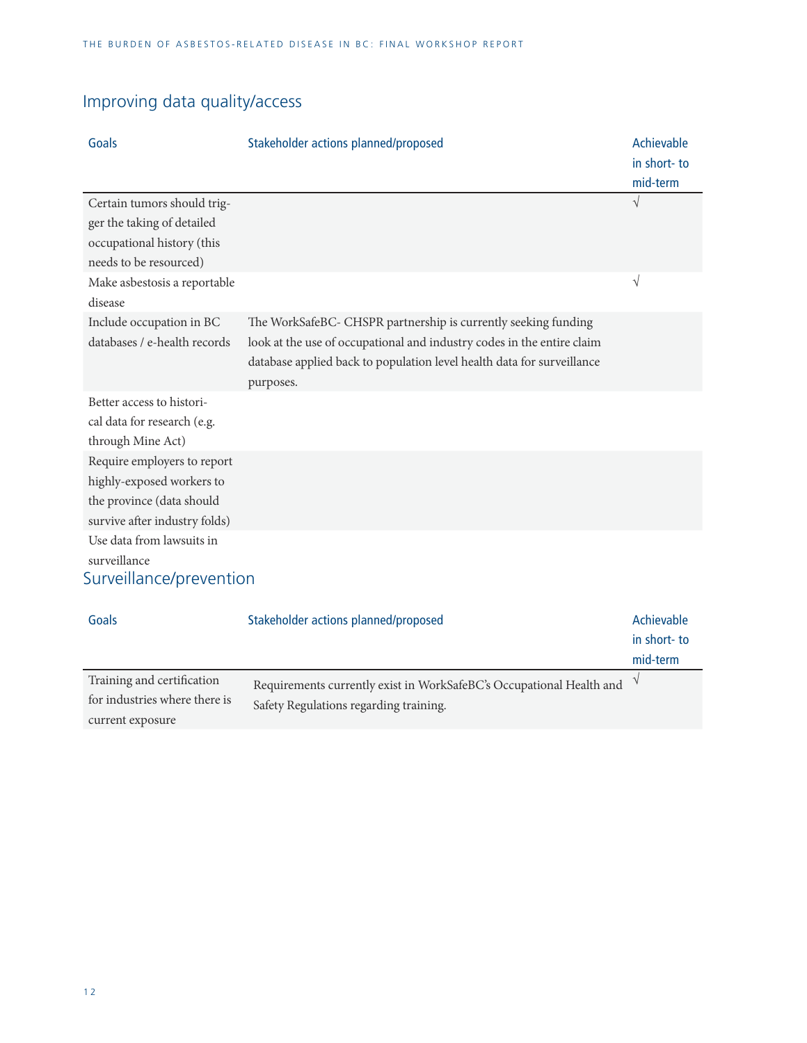## Improving data quality/access

| Goals | Stakeholder actions planned/proposed | Achievable in short- to mid-term |
|---|---|---|
| Certain tumors should trigger the taking of detailed occupational history (this needs to be resourced) | | √ |
| Make asbestosis a reportable disease | | √ |
| Include occupation in BC databases / e-health records | The WorkSafeBC- CHSPR partnership is currently seeking funding look at the use of occupational and industry codes in the entire claim database applied back to population level health data for surveillance purposes. | |
| Better access to historical data for research (e.g. through Mine Act) | | |
| Require employers to report highly-exposed workers to the province (data should survive after industry folds) | | |
| Use data from lawsuits in surveillance | | |

## Surveillance/prevention

| Goals | Stakeholder actions planned/proposed | Achievable in short- to mid-term |
|---|---|---|
| Training and certification for industries where there is current exposure | Requirements currently exist in WorkSafeBC's Occupational Health and Safety Regulations regarding training. | √ |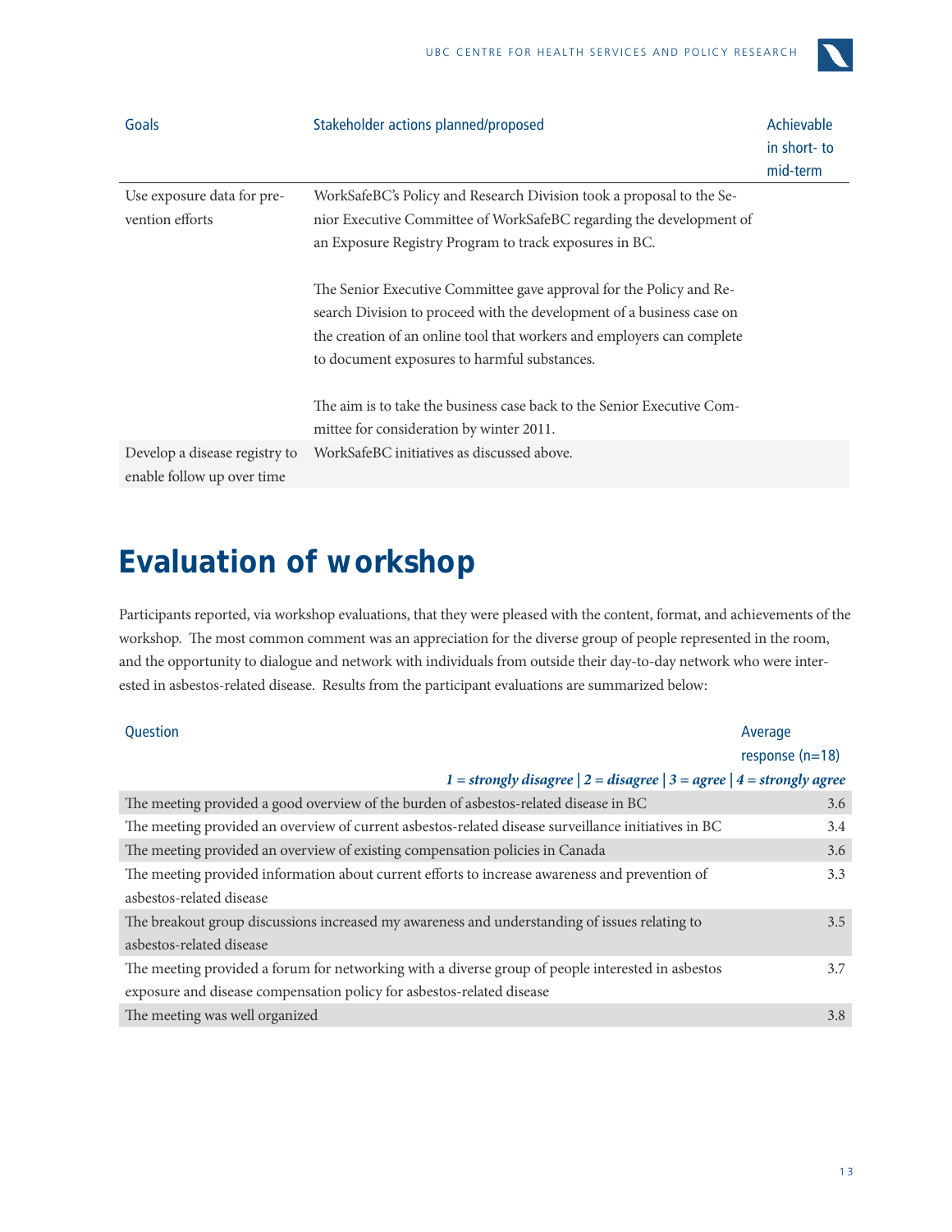| Goals | Stakeholder actions planned/proposed | Achievable in short- to mid-term |
|---|---|---|
| Use exposure data for prevention efforts | WorkSafeBC's Policy and Research Division took a proposal to the Senior Executive Committee of WorkSafeBC regarding the development of an Exposure Registry Program to track exposures in BC.<br><br>The Senior Executive Committee gave approval for the Policy and Research Division to proceed with the development of a business case on the creation of an online tool that workers and employers can complete to document exposures to harmful substances.<br><br>The aim is to take the business case back to the Senior Executive Committee for consideration by winter 2011. | |
| Develop a disease registry to enable follow up over time | WorkSafeBC initiatives as discussed above. | |

# Evaluation of workshop

Participants reported, via workshop evaluations, that they were pleased with the content, format, and achievements of the workshop. The most common comment was an appreciation for the diverse group of people represented in the room, and the opportunity to dialogue and network with individuals from outside their day-to-day network who were interested in asbestos-related disease. Results from the participant evaluations are summarized below:

| Question | Average response (n=18) |
|---|---|
| *1 = strongly disagree \| 2 = disagree \| 3 = agree \| 4 = strongly agree* | |
| The meeting provided a good overview of the burden of asbestos-related disease in BC | 3.6 |
| The meeting provided an overview of current asbestos-related disease surveillance initiatives in BC | 3.4 |
| The meeting provided an overview of existing compensation policies in Canada | 3.6 |
| The meeting provided information about current efforts to increase awareness and prevention of asbestos-related disease | 3.3 |
| The breakout group discussions increased my awareness and understanding of issues relating to asbestos-related disease | 3.5 |
| The meeting provided a forum for networking with a diverse group of people interested in asbestos exposure and disease compensation policy for asbestos-related disease | 3.7 |
| The meeting was well organized | 3.8 |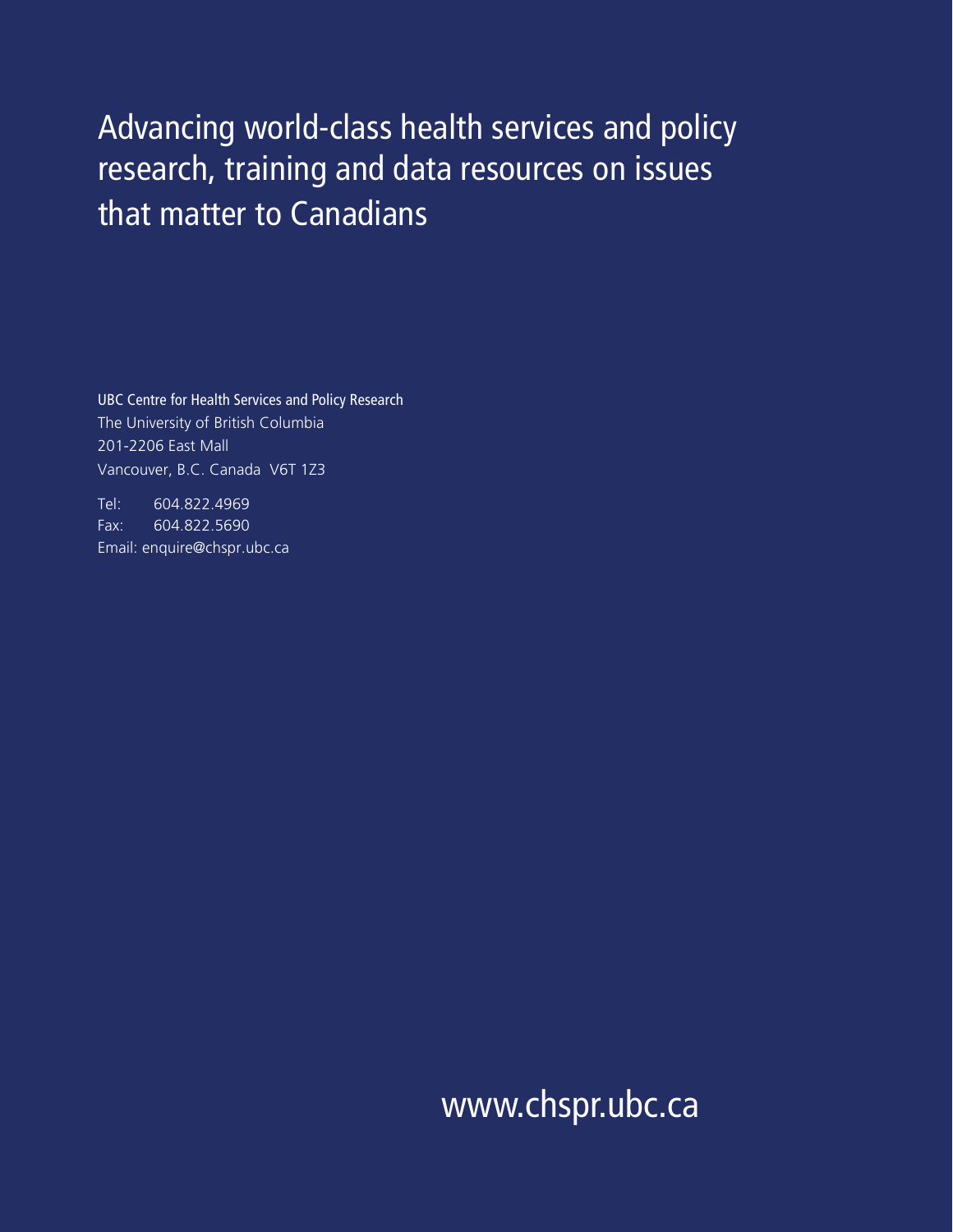Advancing world-class health services and policy research, training and data resources on issues that matter to Canadians

UBC Centre for Health Services and Policy Research
The University of British Columbia
201-2206 East Mall
Vancouver, B.C. Canada V6T 1Z3

Tel: 604.822.4969
Fax: 604.822.5690
Email: enquire@chspr.ubc.ca

www.chspr.ubc.ca